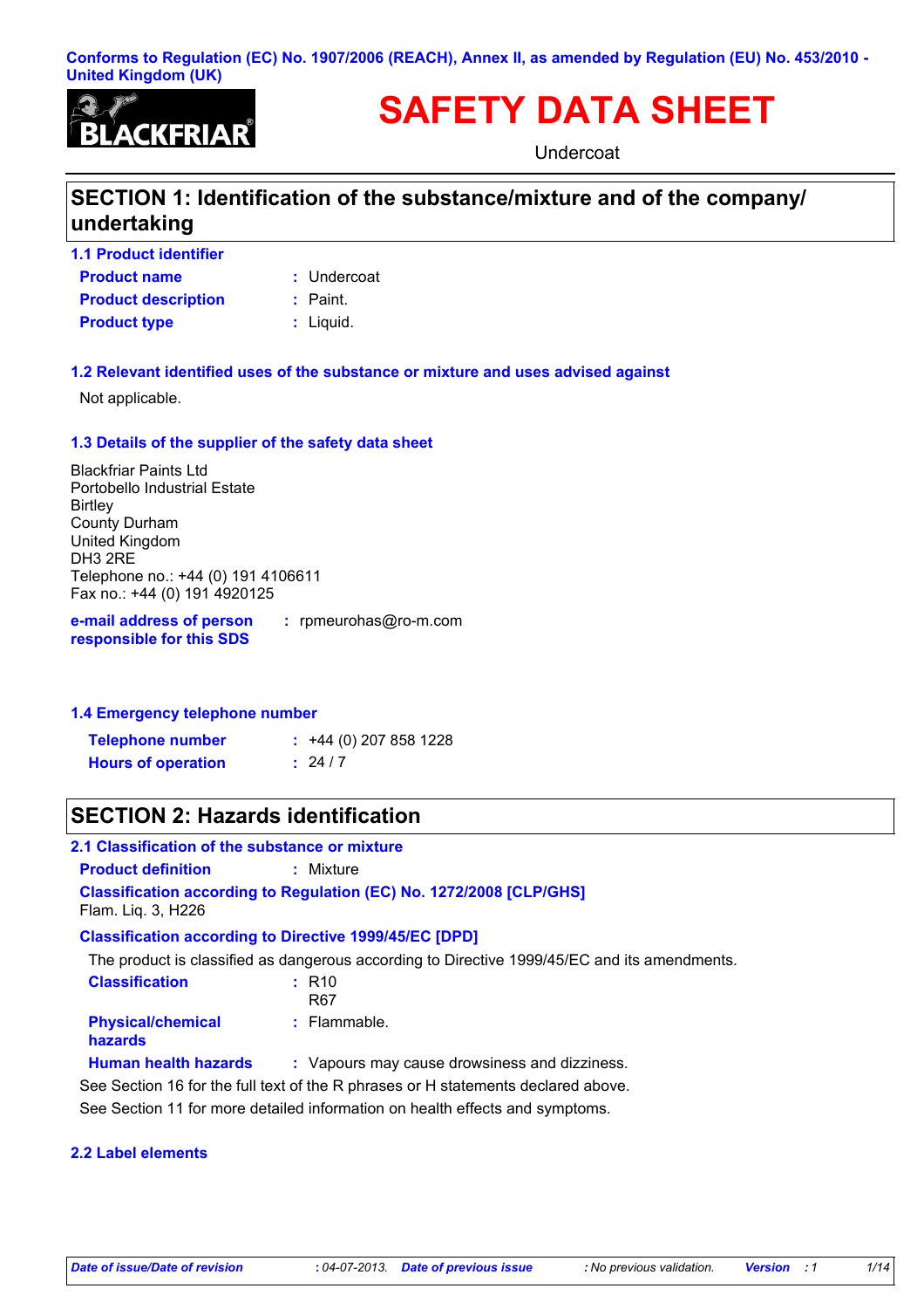Conforms to Regulation (EC) No. 1907/2006 (REACH), Annex II, as amended by Regulation (EU) No. 453/2010 - United Kingdom (UK)

BLACKFRIAR

# SAFETY DATA SHEET

Undercoat

## SECTION 1: Identification of the substance/mixture and of the company/ undertaking

### 1.1 Product identifier

**Product name** : Undercoat

**Product description** : Paint.

**Product type** : Liquid.

### 1.2 Relevant identified uses of the substance or mixture and uses advised against

Not applicable.

### 1.3 Details of the supplier of the safety data sheet

Blackfriar Paints Ltd
Portobello Industrial Estate
Birtley
County Durham
United Kingdom
DH3 2RE
Telephone no.: +44 (0) 191 4106611
Fax no.: +44 (0) 191 4920125

**e-mail address of person responsible for this SDS** : rpmeurohas@ro-m.com

### 1.4 Emergency telephone number

**Telephone number** : +44 (0) 207 858 1228

**Hours of operation** : 24 / 7

## SECTION 2: Hazards identification

### 2.1 Classification of the substance or mixture

**Product definition** : Mixture

**Classification according to Regulation (EC) No. 1272/2008 [CLP/GHS]**

Flam. Liq. 3, H226

**Classification according to Directive 1999/45/EC [DPD]**

The product is classified as dangerous according to Directive 1999/45/EC and its amendments.

**Classification** : R10
R67

**Physical/chemical hazards** : Flammable.

**Human health hazards** : Vapours may cause drowsiness and dizziness.

See Section 16 for the full text of the R phrases or H statements declared above.

See Section 11 for more detailed information on health effects and symptoms.

### 2.2 Label elements

*Date of issue/Date of revision* : 04-07-2013. *Date of previous issue* : No previous validation. *Version* : 1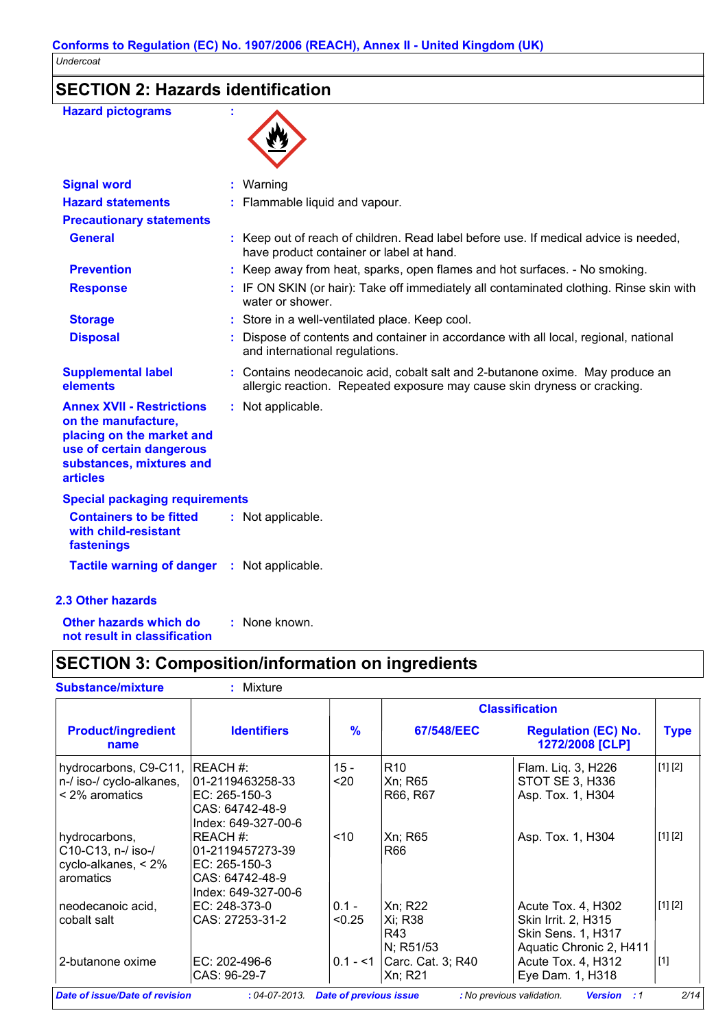## SECTION 2: Hazards identification

**Hazard pictograms** :

**Signal word** : Warning

**Hazard statements** : Flammable liquid and vapour.

**Precautionary statements**

**General** : Keep out of reach of children. Read label before use. If medical advice is needed, have product container or label at hand.

**Prevention** : Keep away from heat, sparks, open flames and hot surfaces. - No smoking.

**Response** : IF ON SKIN (or hair): Take off immediately all contaminated clothing. Rinse skin with water or shower.

**Storage** : Store in a well-ventilated place. Keep cool.

**Disposal** : Dispose of contents and container in accordance with all local, regional, national and international regulations.

**Supplemental label elements** : Contains neodecanoic acid, cobalt salt and 2-butanone oxime. May produce an allergic reaction. Repeated exposure may cause skin dryness or cracking.

**Annex XVII - Restrictions on the manufacture, placing on the market and use of certain dangerous substances, mixtures and articles** : Not applicable.

**Special packaging requirements**

**Containers to be fitted with child-resistant fastenings** : Not applicable.

**Tactile warning of danger** : Not applicable.

### 2.3 Other hazards

**Other hazards which do not result in classification** : None known.

## SECTION 3: Composition/information on ingredients

**Substance/mixture** : Mixture

| Product/ingredient name | Identifiers | % | Classification | | Type |
|---|---|---|---|---|---|
| | | | 67/548/EEC | Regulation (EC) No. 1272/2008 [CLP] | |
| hydrocarbons, C9-C11, n-/ iso-/ cyclo-alkanes, < 2% aromatics | REACH #: 01-2119463258-33<br>EC: 265-150-3<br>CAS: 64742-48-9<br>Index: 649-327-00-6 | 15 - <20 | R10<br>Xn; R65<br>R66, R67 | Flam. Liq. 3, H226<br>STOT SE 3, H336<br>Asp. Tox. 1, H304 | [1] [2] |
| hydrocarbons, C10-C13, n-/ iso-/ cyclo-alkanes, < 2% aromatics | REACH #: 01-2119457273-39<br>EC: 265-150-3<br>CAS: 64742-48-9<br>Index: 649-327-00-6 | <10 | Xn; R65<br>R66 | Asp. Tox. 1, H304 | [1] [2] |
| neodecanoic acid, cobalt salt | EC: 248-373-0<br>CAS: 27253-31-2 | 0.1 - <0.25 | Xn; R22<br>Xi; R38<br>R43<br>N; R51/53 | Acute Tox. 4, H302<br>Skin Irrit. 2, H315<br>Skin Sens. 1, H317<br>Aquatic Chronic 2, H411 | [1] [2] |
| 2-butanone oxime | EC: 202-496-6<br>CAS: 96-29-7 | 0.1 - <1 | Carc. Cat. 3; R40<br>Xn; R21 | Acute Tox. 4, H312<br>Eye Dam. 1, H318 | [1] |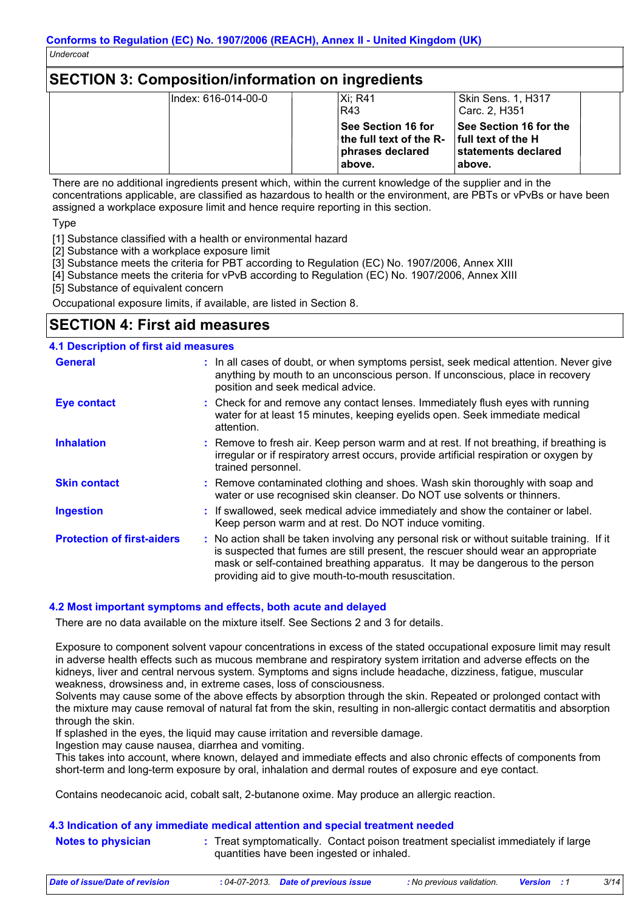## SECTION 3: Composition/information on ingredients

| | | | | | |
|---|---|---|---|---|---|
| | Index: 616-014-00-0 | | Xi; R41<br>R43 | Skin Sens. 1, H317<br>Carc. 2, H351 | |
| | | | **See Section 16 for the full text of the R-phrases declared above.** | **See Section 16 for the full text of the H statements declared above.** | |

There are no additional ingredients present which, within the current knowledge of the supplier and in the concentrations applicable, are classified as hazardous to health or the environment, are PBTs or vPvBs or have been assigned a workplace exposure limit and hence require reporting in this section.

Type

[1] Substance classified with a health or environmental hazard
[2] Substance with a workplace exposure limit
[3] Substance meets the criteria for PBT according to Regulation (EC) No. 1907/2006, Annex XIII
[4] Substance meets the criteria for vPvB according to Regulation (EC) No. 1907/2006, Annex XIII
[5] Substance of equivalent concern

Occupational exposure limits, if available, are listed in Section 8.

## SECTION 4: First aid measures

### 4.1 Description of first aid measures

**General** : In all cases of doubt, or when symptoms persist, seek medical attention. Never give anything by mouth to an unconscious person. If unconscious, place in recovery position and seek medical advice.

**Eye contact** : Check for and remove any contact lenses. Immediately flush eyes with running water for at least 15 minutes, keeping eyelids open. Seek immediate medical attention.

**Inhalation** : Remove to fresh air. Keep person warm and at rest. If not breathing, if breathing is irregular or if respiratory arrest occurs, provide artificial respiration or oxygen by trained personnel.

**Skin contact** : Remove contaminated clothing and shoes. Wash skin thoroughly with soap and water or use recognised skin cleanser. Do NOT use solvents or thinners.

**Ingestion** : If swallowed, seek medical advice immediately and show the container or label. Keep person warm and at rest. Do NOT induce vomiting.

**Protection of first-aiders** : No action shall be taken involving any personal risk or without suitable training. If it is suspected that fumes are still present, the rescuer should wear an appropriate mask or self-contained breathing apparatus. It may be dangerous to the person providing aid to give mouth-to-mouth resuscitation.

### 4.2 Most important symptoms and effects, both acute and delayed

There are no data available on the mixture itself. See Sections 2 and 3 for details.

Exposure to component solvent vapour concentrations in excess of the stated occupational exposure limit may result in adverse health effects such as mucous membrane and respiratory system irritation and adverse effects on the kidneys, liver and central nervous system. Symptoms and signs include headache, dizziness, fatigue, muscular weakness, drowsiness and, in extreme cases, loss of consciousness.
Solvents may cause some of the above effects by absorption through the skin. Repeated or prolonged contact with the mixture may cause removal of natural fat from the skin, resulting in non-allergic contact dermatitis and absorption through the skin.
If splashed in the eyes, the liquid may cause irritation and reversible damage.
Ingestion may cause nausea, diarrhea and vomiting.
This takes into account, where known, delayed and immediate effects and also chronic effects of components from short-term and long-term exposure by oral, inhalation and dermal routes of exposure and eye contact.

Contains neodecanoic acid, cobalt salt, 2-butanone oxime. May produce an allergic reaction.

### 4.3 Indication of any immediate medical attention and special treatment needed

**Notes to physician** : Treat symptomatically. Contact poison treatment specialist immediately if large quantities have been ingested or inhaled.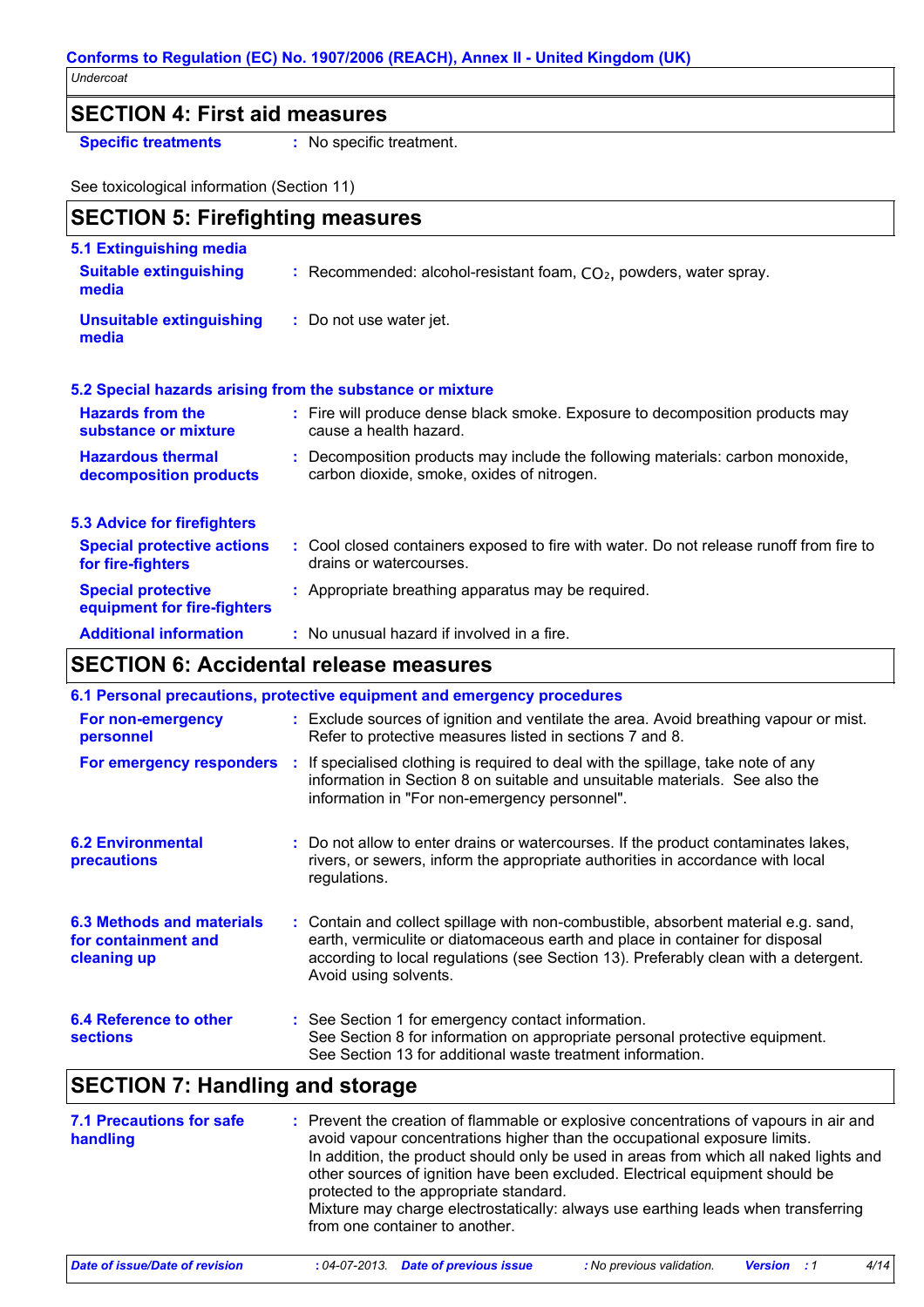## SECTION 4: First aid measures

**Specific treatments** : No specific treatment.

See toxicological information (Section 11)

## SECTION 5: Firefighting measures

### 5.1 Extinguishing media

**Suitable extinguishing media** : Recommended: alcohol-resistant foam, $CO_2$, powders, water spray.

**Unsuitable extinguishing media** : Do not use water jet.

### 5.2 Special hazards arising from the substance or mixture

**Hazards from the substance or mixture** : Fire will produce dense black smoke. Exposure to decomposition products may cause a health hazard.

**Hazardous thermal decomposition products** : Decomposition products may include the following materials: carbon monoxide, carbon dioxide, smoke, oxides of nitrogen.

### 5.3 Advice for firefighters

**Special protective actions for fire-fighters** : Cool closed containers exposed to fire with water. Do not release runoff from fire to drains or watercourses.

**Special protective equipment for fire-fighters** : Appropriate breathing apparatus may be required.

**Additional information** : No unusual hazard if involved in a fire.

## SECTION 6: Accidental release measures

### 6.1 Personal precautions, protective equipment and emergency procedures

**For non-emergency personnel** : Exclude sources of ignition and ventilate the area. Avoid breathing vapour or mist. Refer to protective measures listed in sections 7 and 8.

**For emergency responders** : If specialised clothing is required to deal with the spillage, take note of any information in Section 8 on suitable and unsuitable materials. See also the information in "For non-emergency personnel".

**6.2 Environmental precautions** : Do not allow to enter drains or watercourses. If the product contaminates lakes, rivers, or sewers, inform the appropriate authorities in accordance with local regulations.

**6.3 Methods and materials for containment and cleaning up** : Contain and collect spillage with non-combustible, absorbent material e.g. sand, earth, vermiculite or diatomaceous earth and place in container for disposal according to local regulations (see Section 13). Preferably clean with a detergent. Avoid using solvents.

**6.4 Reference to other sections** : See Section 1 for emergency contact information.
See Section 8 for information on appropriate personal protective equipment.
See Section 13 for additional waste treatment information.

## SECTION 7: Handling and storage

**7.1 Precautions for safe handling** : Prevent the creation of flammable or explosive concentrations of vapours in air and avoid vapour concentrations higher than the occupational exposure limits.
In addition, the product should only be used in areas from which all naked lights and other sources of ignition have been excluded. Electrical equipment should be protected to the appropriate standard.
Mixture may charge electrostatically: always use earthing leads when transferring from one container to another.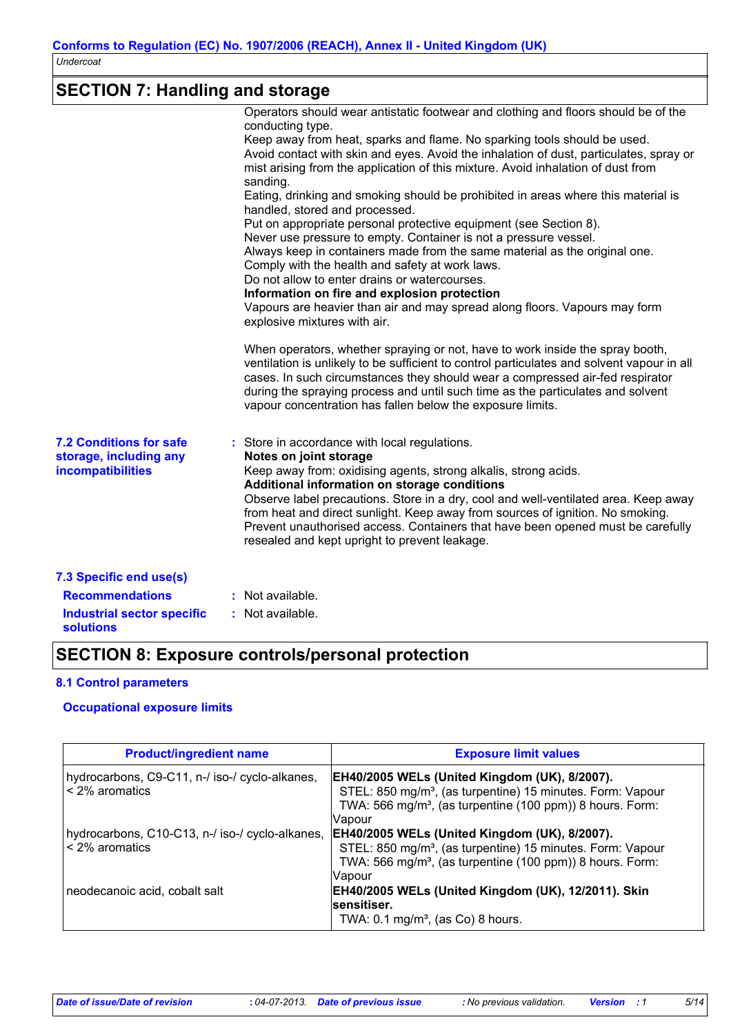## SECTION 7: Handling and storage

Operators should wear antistatic footwear and clothing and floors should be of the conducting type.
Keep away from heat, sparks and flame. No sparking tools should be used.
Avoid contact with skin and eyes. Avoid the inhalation of dust, particulates, spray or mist arising from the application of this mixture. Avoid inhalation of dust from sanding.
Eating, drinking and smoking should be prohibited in areas where this material is handled, stored and processed.
Put on appropriate personal protective equipment (see Section 8).
Never use pressure to empty. Container is not a pressure vessel.
Always keep in containers made from the same material as the original one.
Comply with the health and safety at work laws.
Do not allow to enter drains or watercourses.

**Information on fire and explosion protection**

Vapours are heavier than air and may spread along floors. Vapours may form explosive mixtures with air.

When operators, whether spraying or not, have to work inside the spray booth, ventilation is unlikely to be sufficient to control particulates and solvent vapour in all cases. In such circumstances they should wear a compressed air-fed respirator during the spraying process and until such time as the particulates and solvent vapour concentration has fallen below the exposure limits.

**7.2 Conditions for safe storage, including any incompatibilities** : Store in accordance with local regulations.

**Notes on joint storage**

Keep away from: oxidising agents, strong alkalis, strong acids.

**Additional information on storage conditions**

Observe label precautions. Store in a dry, cool and well-ventilated area. Keep away from heat and direct sunlight. Keep away from sources of ignition. No smoking. Prevent unauthorised access. Containers that have been opened must be carefully resealed and kept upright to prevent leakage.

**7.3 Specific end use(s)**

**Recommendations** : Not available.

**Industrial sector specific solutions** : Not available.

## SECTION 8: Exposure controls/personal protection

### 8.1 Control parameters

#### Occupational exposure limits

| Product/ingredient name | Exposure limit values |
|---|---|
| hydrocarbons, C9-C11, n-/ iso-/ cyclo-alkanes, < 2% aromatics | **EH40/2005 WELs (United Kingdom (UK), 8/2007).** STEL: 850 mg/m³, (as turpentine) 15 minutes. Form: Vapour TWA: 566 mg/m³, (as turpentine (100 ppm)) 8 hours. Form: Vapour |
| hydrocarbons, C10-C13, n-/ iso-/ cyclo-alkanes, < 2% aromatics | **EH40/2005 WELs (United Kingdom (UK), 8/2007).** STEL: 850 mg/m³, (as turpentine) 15 minutes. Form: Vapour TWA: 566 mg/m³, (as turpentine (100 ppm)) 8 hours. Form: Vapour |
| neodecanoic acid, cobalt salt | **EH40/2005 WELs (United Kingdom (UK), 12/2011). Skin sensitiser.** TWA: 0.1 mg/m³, (as Co) 8 hours. |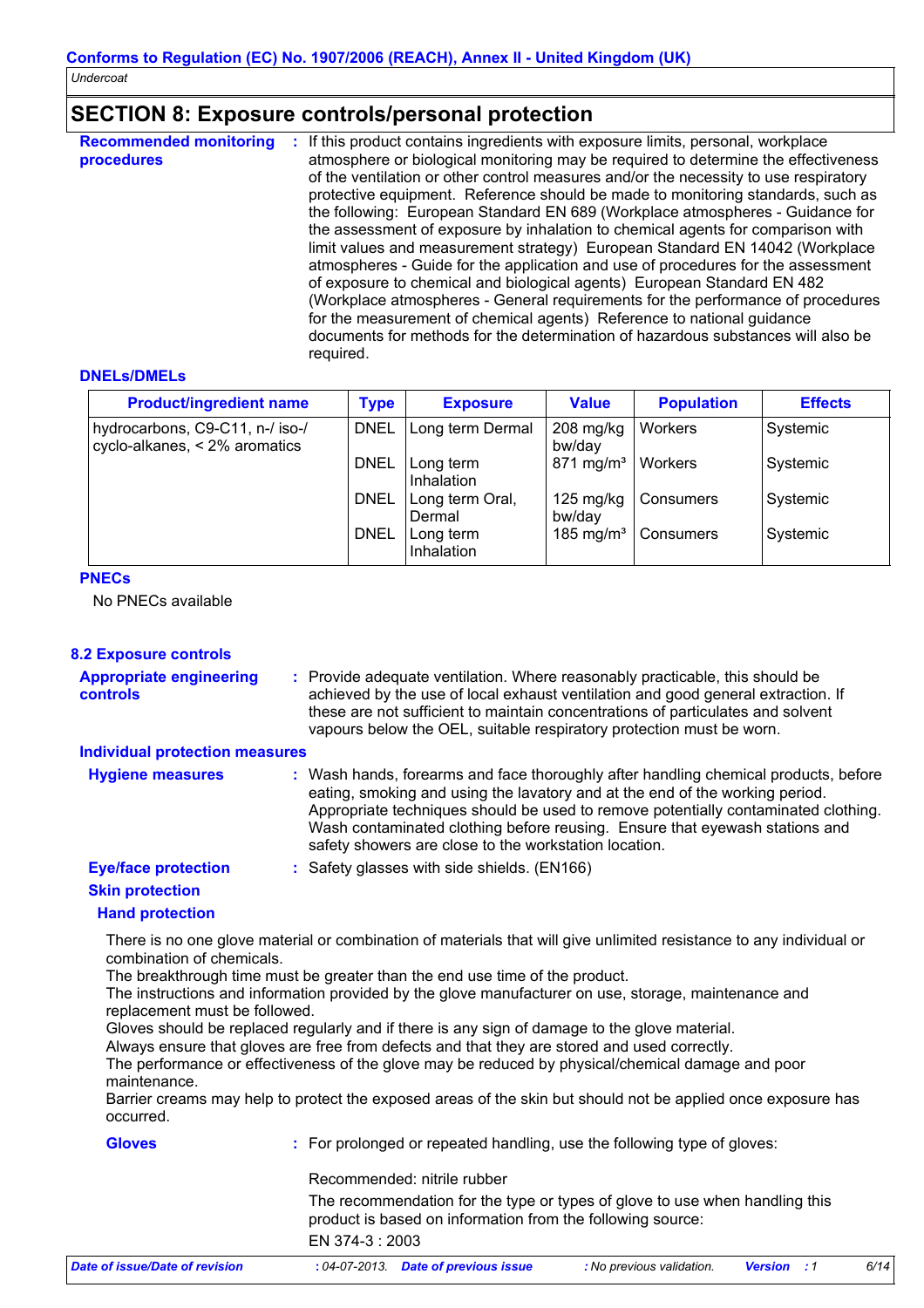## SECTION 8: Exposure controls/personal protection

**Recommended monitoring procedures** : If this product contains ingredients with exposure limits, personal, workplace atmosphere or biological monitoring may be required to determine the effectiveness of the ventilation or other control measures and/or the necessity to use respiratory protective equipment. Reference should be made to monitoring standards, such as the following: European Standard EN 689 (Workplace atmospheres - Guidance for the assessment of exposure by inhalation to chemical agents for comparison with limit values and measurement strategy) European Standard EN 14042 (Workplace atmospheres - Guide for the application and use of procedures for the assessment of exposure to chemical and biological agents) European Standard EN 482 (Workplace atmospheres - General requirements for the performance of procedures for the measurement of chemical agents) Reference to national guidance documents for methods for the determination of hazardous substances will also be required.

**DNELs/DMELs**

| Product/ingredient name | Type | Exposure | Value | Population | Effects |
|---|---|---|---|---|---|
| hydrocarbons, C9-C11, n-/ iso-/ cyclo-alkanes, < 2% aromatics | DNEL | Long term Dermal | 208 mg/kg bw/day | Workers | Systemic |
| | DNEL | Long term Inhalation | 871 mg/m³ | Workers | Systemic |
| | DNEL | Long term Oral, Dermal | 125 mg/kg bw/day | Consumers | Systemic |
| | DNEL | Long term Inhalation | 185 mg/m³ | Consumers | Systemic |

**PNECs**

No PNECs available

### 8.2 Exposure controls

**Appropriate engineering controls** : Provide adequate ventilation. Where reasonably practicable, this should be achieved by the use of local exhaust ventilation and good general extraction. If these are not sufficient to maintain concentrations of particulates and solvent vapours below the OEL, suitable respiratory protection must be worn.

**Individual protection measures**

**Hygiene measures** : Wash hands, forearms and face thoroughly after handling chemical products, before eating, smoking and using the lavatory and at the end of the working period. Appropriate techniques should be used to remove potentially contaminated clothing. Wash contaminated clothing before reusing. Ensure that eyewash stations and safety showers are close to the workstation location.

**Eye/face protection** : Safety glasses with side shields. (EN166)

**Skin protection**

**Hand protection**

There is no one glove material or combination of materials that will give unlimited resistance to any individual or combination of chemicals.
The breakthrough time must be greater than the end use time of the product.
The instructions and information provided by the glove manufacturer on use, storage, maintenance and replacement must be followed.
Gloves should be replaced regularly and if there is any sign of damage to the glove material.
Always ensure that gloves are free from defects and that they are stored and used correctly.
The performance or effectiveness of the glove may be reduced by physical/chemical damage and poor maintenance.
Barrier creams may help to protect the exposed areas of the skin but should not be applied once exposure has occurred.

**Gloves** : For prolonged or repeated handling, use the following type of gloves:

Recommended: nitrile rubber

The recommendation for the type or types of glove to use when handling this product is based on information from the following source:
EN 374-3 : 2003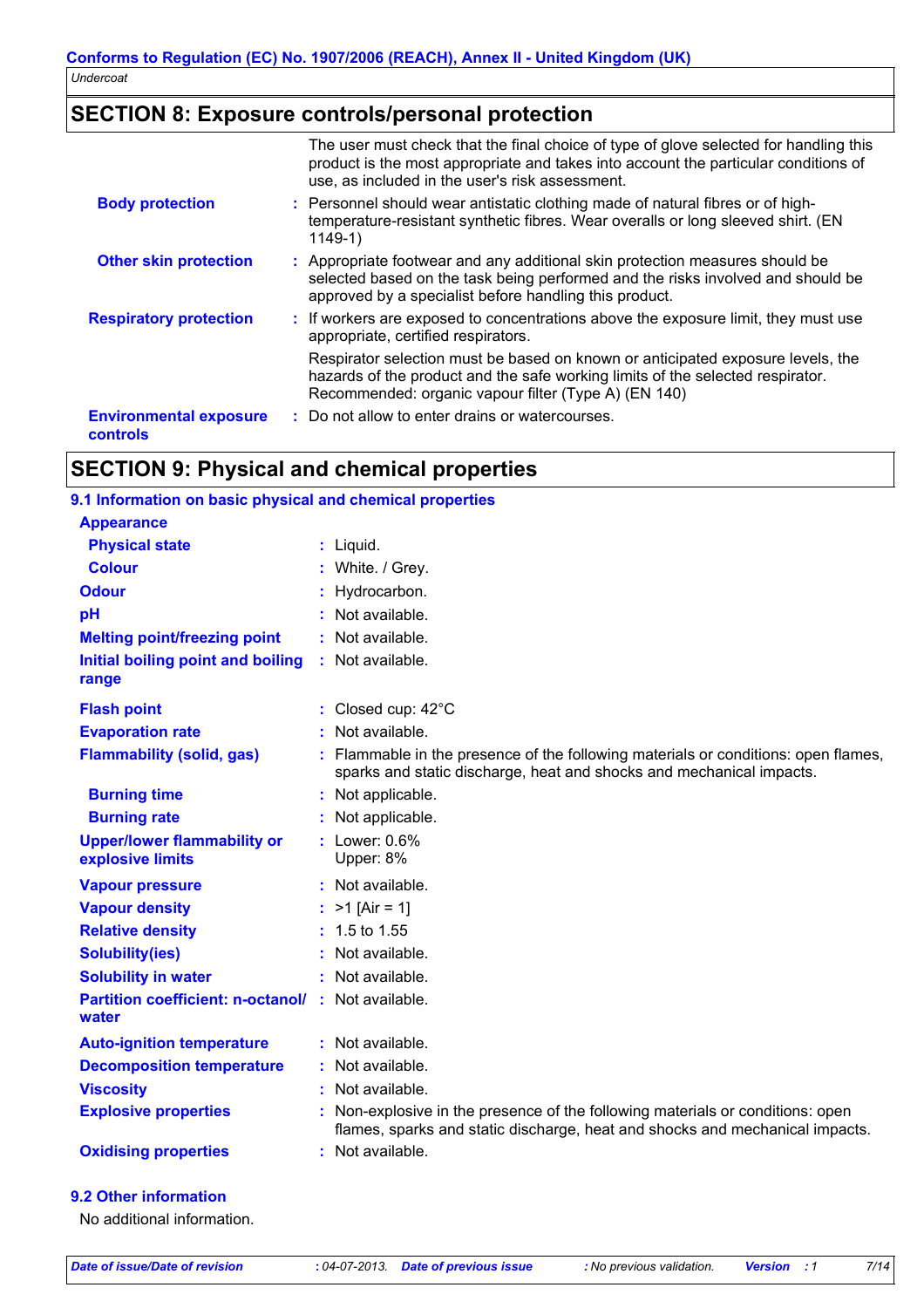## SECTION 8: Exposure controls/personal protection

| | |
|---|---|
| | The user must check that the final choice of type of glove selected for handling this product is the most appropriate and takes into account the particular conditions of use, as included in the user's risk assessment. |
| **Body protection** | : Personnel should wear antistatic clothing made of natural fibres or of high-temperature-resistant synthetic fibres. Wear overalls or long sleeved shirt. (EN 1149-1) |
| **Other skin protection** | : Appropriate footwear and any additional skin protection measures should be selected based on the task being performed and the risks involved and should be approved by a specialist before handling this product. |
| **Respiratory protection** | : If workers are exposed to concentrations above the exposure limit, they must use appropriate, certified respirators.<br>Respirator selection must be based on known or anticipated exposure levels, the hazards of the product and the safe working limits of the selected respirator. Recommended: organic vapour filter (Type A) (EN 140) |
| **Environmental exposure controls** | : Do not allow to enter drains or watercourses. |

## SECTION 9: Physical and chemical properties

### 9.1 Information on basic physical and chemical properties

| | |
|---|---|
| **Appearance** | |
| **Physical state** | : Liquid. |
| **Colour** | : White. / Grey. |
| **Odour** | : Hydrocarbon. |
| **pH** | : Not available. |
| **Melting point/freezing point** | : Not available. |
| **Initial boiling point and boiling range** | : Not available. |
| **Flash point** | : Closed cup: 42°C |
| **Evaporation rate** | : Not available. |
| **Flammability (solid, gas)** | : Flammable in the presence of the following materials or conditions: open flames, sparks and static discharge, heat and shocks and mechanical impacts. |
| **Burning time** | : Not applicable. |
| **Burning rate** | : Not applicable. |
| **Upper/lower flammability or explosive limits** | : Lower: 0.6%<br>Upper: 8% |
| **Vapour pressure** | : Not available. |
| **Vapour density** | : >1 [Air = 1] |
| **Relative density** | : 1.5 to 1.55 |
| **Solubility(ies)** | : Not available. |
| **Solubility in water** | : Not available. |
| **Partition coefficient: n-octanol/water** | : Not available. |
| **Auto-ignition temperature** | : Not available. |
| **Decomposition temperature** | : Not available. |
| **Viscosity** | : Not available. |
| **Explosive properties** | : Non-explosive in the presence of the following materials or conditions: open flames, sparks and static discharge, heat and shocks and mechanical impacts. |
| **Oxidising properties** | : Not available. |

### 9.2 Other information

No additional information.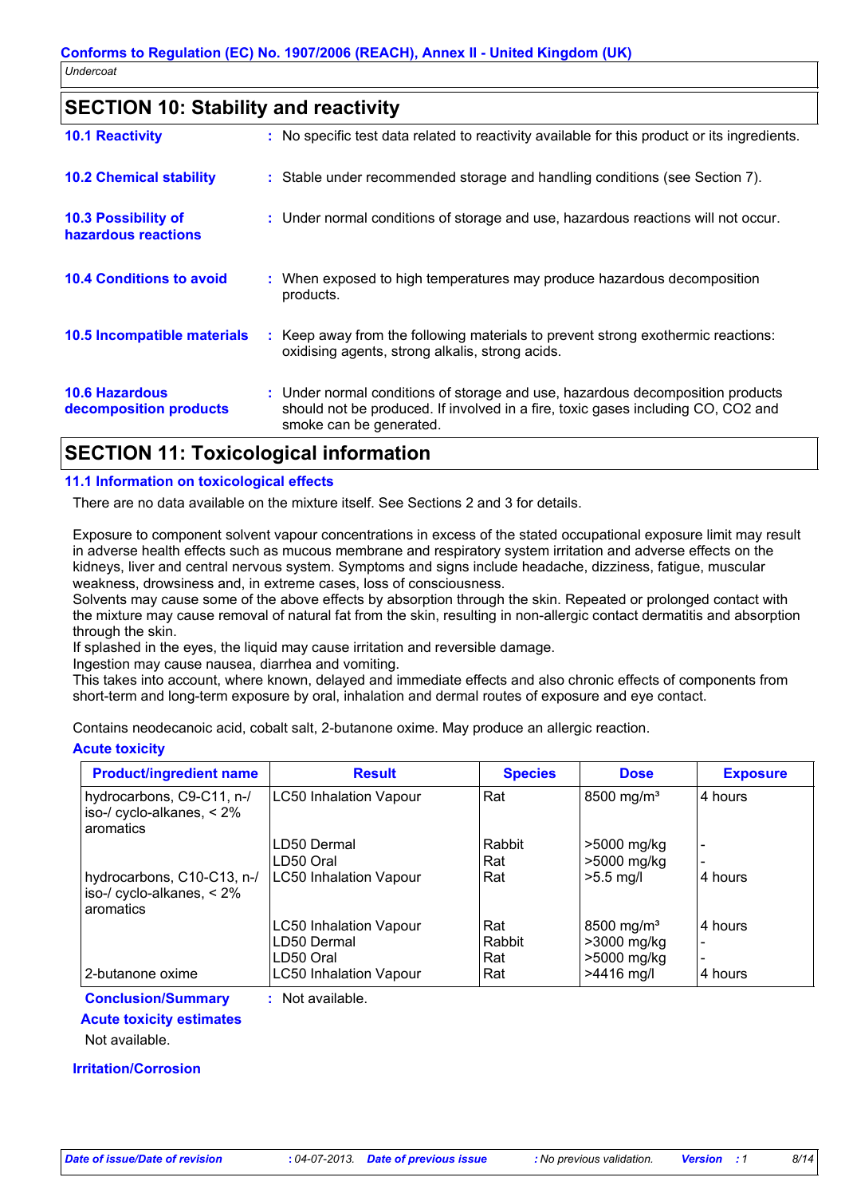## SECTION 10: Stability and reactivity

**10.1 Reactivity** : No specific test data related to reactivity available for this product or its ingredients.

**10.2 Chemical stability** : Stable under recommended storage and handling conditions (see Section 7).

**10.3 Possibility of hazardous reactions** : Under normal conditions of storage and use, hazardous reactions will not occur.

**10.4 Conditions to avoid** : When exposed to high temperatures may produce hazardous decomposition products.

**10.5 Incompatible materials** : Keep away from the following materials to prevent strong exothermic reactions: oxidising agents, strong alkalis, strong acids.

**10.6 Hazardous decomposition products** : Under normal conditions of storage and use, hazardous decomposition products should not be produced. If involved in a fire, toxic gases including CO, $CO_2$ and smoke can be generated.

## SECTION 11: Toxicological information

### 11.1 Information on toxicological effects

There are no data available on the mixture itself. See Sections 2 and 3 for details.

Exposure to component solvent vapour concentrations in excess of the stated occupational exposure limit may result in adverse health effects such as mucous membrane and respiratory system irritation and adverse effects on the kidneys, liver and central nervous system. Symptoms and signs include headache, dizziness, fatigue, muscular weakness, drowsiness and, in extreme cases, loss of consciousness.
Solvents may cause some of the above effects by absorption through the skin. Repeated or prolonged contact with the mixture may cause removal of natural fat from the skin, resulting in non-allergic contact dermatitis and absorption through the skin.
If splashed in the eyes, the liquid may cause irritation and reversible damage.
Ingestion may cause nausea, diarrhea and vomiting.
This takes into account, where known, delayed and immediate effects and also chronic effects of components from short-term and long-term exposure by oral, inhalation and dermal routes of exposure and eye contact.

Contains neodecanoic acid, cobalt salt, 2-butanone oxime. May produce an allergic reaction.

**Acute toxicity**

| Product/ingredient name | Result | Species | Dose | Exposure |
|---|---|---|---|---|
| hydrocarbons, C9-C11, n-/ iso-/ cyclo-alkanes, < 2% aromatics | LC50 Inhalation Vapour | Rat | 8500 mg/m³ | 4 hours |
| | LD50 Dermal | Rabbit | >5000 mg/kg | - |
| | LD50 Oral | Rat | >5000 mg/kg | - |
| hydrocarbons, C10-C13, n-/ iso-/ cyclo-alkanes, < 2% aromatics | LC50 Inhalation Vapour | Rat | >5.5 mg/l | 4 hours |
| | LC50 Inhalation Vapour | Rat | 8500 mg/m³ | 4 hours |
| | LD50 Dermal | Rabbit | >3000 mg/kg | - |
| | LD50 Oral | Rat | >5000 mg/kg | - |
| 2-butanone oxime | LC50 Inhalation Vapour | Rat | >4416 mg/l | 4 hours |

**Conclusion/Summary** : Not available.

**Acute toxicity estimates**

Not available.

**Irritation/Corrosion**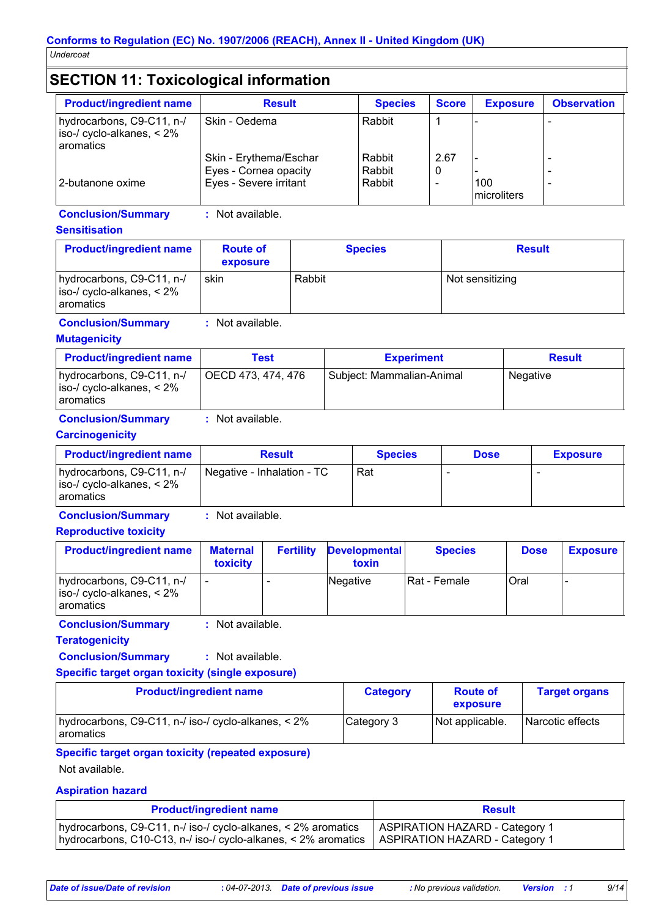## SECTION 11: Toxicological information

| Product/ingredient name | Result | Species | Score | Exposure | Observation |
|---|---|---|---|---|---|
| hydrocarbons, C9-C11, n-/ iso-/ cyclo-alkanes, < 2% aromatics | Skin - Oedema | Rabbit | 1 | - | - |
| | Skin - Erythema/Eschar | Rabbit | 2.67 | - | - |
| | Eyes - Cornea opacity | Rabbit | 0 | - | - |
| 2-butanone oxime | Eyes - Severe irritant | Rabbit | - | 100 microliters | - |

**Conclusion/Summary** : Not available.

### Sensitisation

| Product/ingredient name | Route of exposure | Species | Result |
|---|---|---|---|
| hydrocarbons, C9-C11, n-/ iso-/ cyclo-alkanes, < 2% aromatics | skin | Rabbit | Not sensitizing |

**Conclusion/Summary** : Not available.

### Mutagenicity

| Product/ingredient name | Test | Experiment | Result |
|---|---|---|---|
| hydrocarbons, C9-C11, n-/ iso-/ cyclo-alkanes, < 2% aromatics | OECD 473, 474, 476 | Subject: Mammalian-Animal | Negative |

**Conclusion/Summary** : Not available.

### Carcinogenicity

| Product/ingredient name | Result | Species | Dose | Exposure |
|---|---|---|---|---|
| hydrocarbons, C9-C11, n-/ iso-/ cyclo-alkanes, < 2% aromatics | Negative - Inhalation - TC | Rat | - | - |

**Conclusion/Summary** : Not available.

### Reproductive toxicity

| Product/ingredient name | Maternal toxicity | Fertility | Developmental toxin | Species | Dose | Exposure |
|---|---|---|---|---|---|---|
| hydrocarbons, C9-C11, n-/ iso-/ cyclo-alkanes, < 2% aromatics | - | - | Negative | Rat - Female | Oral | - |

**Conclusion/Summary** : Not available.

### Teratogenicity

**Conclusion/Summary** : Not available.

### Specific target organ toxicity (single exposure)

| Product/ingredient name | Category | Route of exposure | Target organs |
|---|---|---|---|
| hydrocarbons, C9-C11, n-/ iso-/ cyclo-alkanes, < 2% aromatics | Category 3 | Not applicable. | Narcotic effects |

### Specific target organ toxicity (repeated exposure)

Not available.

### Aspiration hazard

| Product/ingredient name | Result |
|---|---|
| hydrocarbons, C9-C11, n-/ iso-/ cyclo-alkanes, < 2% aromatics | ASPIRATION HAZARD - Category 1 |
| hydrocarbons, C10-C13, n-/ iso-/ cyclo-alkanes, < 2% aromatics | ASPIRATION HAZARD - Category 1 |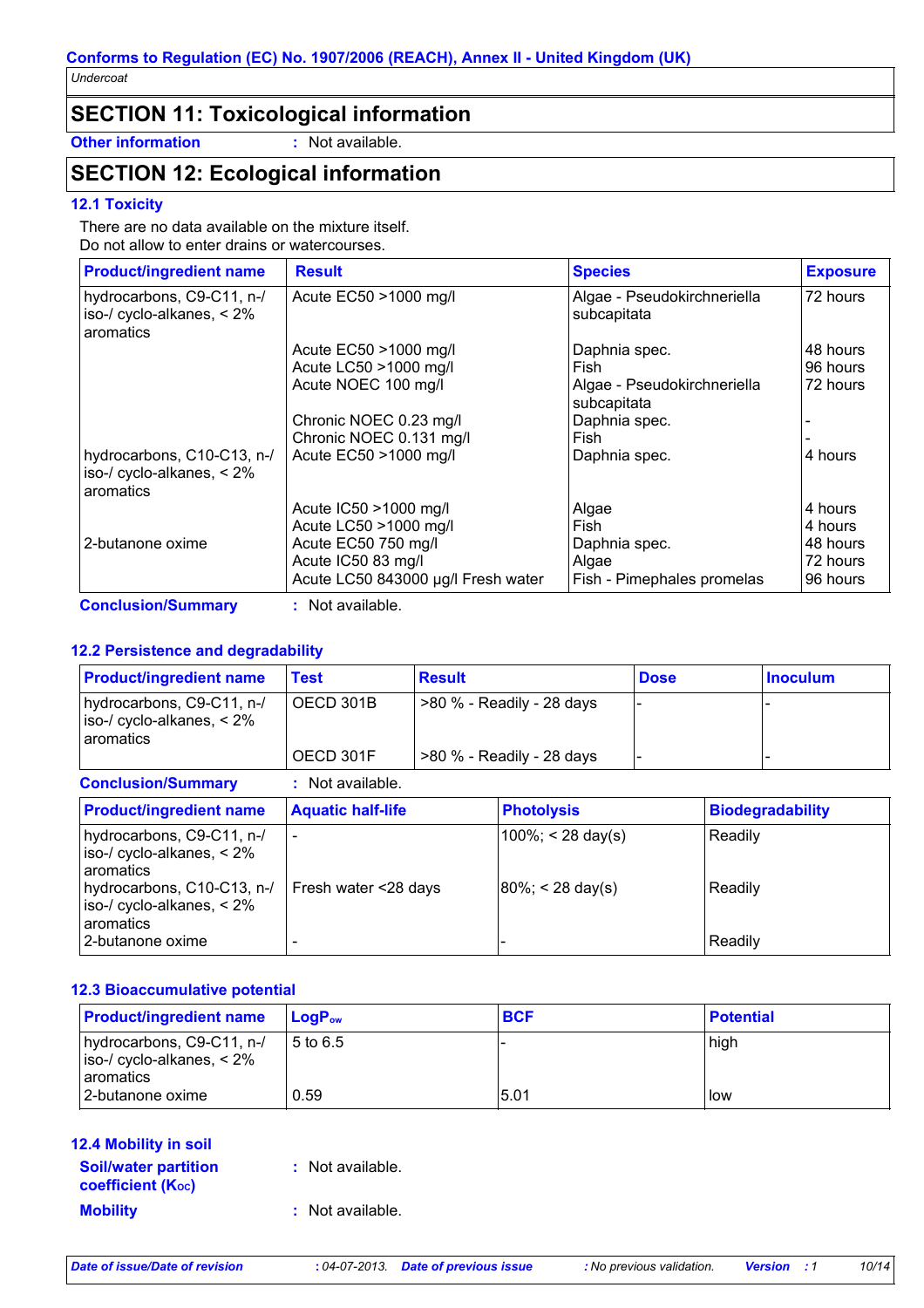Conforms to Regulation (EC) No. 1907/2006 (REACH), Annex II - United Kingdom (UK)

*Undercoat*

## SECTION 11: Toxicological information

**Other information** : Not available.

## SECTION 12: Ecological information

### 12.1 Toxicity

There are no data available on the mixture itself.
Do not allow to enter drains or watercourses.

| Product/ingredient name | Result | Species | Exposure |
|---|---|---|---|
| hydrocarbons, C9-C11, n-/ iso-/ cyclo-alkanes, < 2% aromatics | Acute EC50 >1000 mg/l | Algae - Pseudokirchneriella subcapitata | 72 hours |
| | Acute EC50 >1000 mg/l | Daphnia spec. | 48 hours |
| | Acute LC50 >1000 mg/l | Fish | 96 hours |
| | Acute NOEC 100 mg/l | Algae - Pseudokirchneriella subcapitata | 72 hours |
| | Chronic NOEC 0.23 mg/l | Daphnia spec. | - |
| | Chronic NOEC 0.131 mg/l | Fish | - |
| hydrocarbons, C10-C13, n-/ iso-/ cyclo-alkanes, < 2% aromatics | Acute EC50 >1000 mg/l | Daphnia spec. | 4 hours |
| | Acute IC50 >1000 mg/l | Algae | 4 hours |
| | Acute LC50 >1000 mg/l | Fish | 4 hours |
| 2-butanone oxime | Acute EC50 750 mg/l | Daphnia spec. | 48 hours |
| | Acute IC50 83 mg/l | Algae | 72 hours |
| | Acute LC50 843000 µg/l Fresh water | Fish - Pimephales promelas | 96 hours |

**Conclusion/Summary** : Not available.

### 12.2 Persistence and degradability

| Product/ingredient name | Test | Result | Dose | Inoculum |
|---|---|---|---|---|
| hydrocarbons, C9-C11, n-/ iso-/ cyclo-alkanes, < 2% aromatics | OECD 301B | >80 % - Readily - 28 days | - | - |
| | OECD 301F | >80 % - Readily - 28 days | - | - |

**Conclusion/Summary** : Not available.

| Product/ingredient name | Aquatic half-life | Photolysis | Biodegradability |
|---|---|---|---|
| hydrocarbons, C9-C11, n-/ iso-/ cyclo-alkanes, < 2% aromatics | - | 100%; < 28 day(s) | Readily |
| hydrocarbons, C10-C13, n-/ iso-/ cyclo-alkanes, < 2% aromatics | Fresh water <28 days | 80%; < 28 day(s) | Readily |
| 2-butanone oxime | - | - | Readily |

### 12.3 Bioaccumulative potential

| Product/ingredient name | $LogP_{ow}$ | BCF | Potential |
|---|---|---|---|
| hydrocarbons, C9-C11, n-/ iso-/ cyclo-alkanes, < 2% aromatics | 5 to 6.5 | - | high |
| 2-butanone oxime | 0.59 | 5.01 | low |

### 12.4 Mobility in soil

**Soil/water partition coefficient ($K_{OC}$)** : Not available.

**Mobility** : Not available.

*Date of issue/Date of revision* : 04-07-2013. *Date of previous issue* : No previous validation. *Version* : 1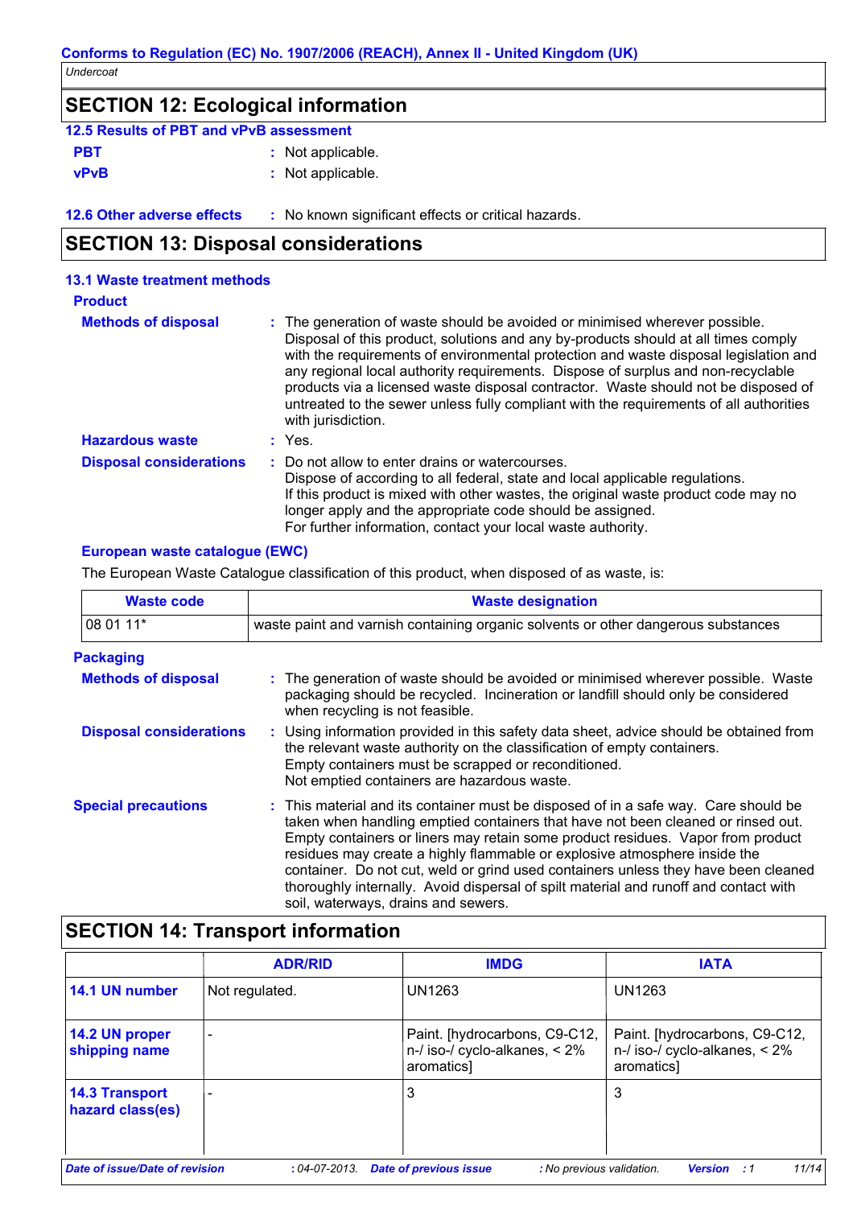## SECTION 12: Ecological information

### 12.5 Results of PBT and vPvB assessment

**PBT** : Not applicable.

**vPvB** : Not applicable.

**12.6 Other adverse effects** : No known significant effects or critical hazards.

## SECTION 13: Disposal considerations

### 13.1 Waste treatment methods

**Product**

**Methods of disposal** : The generation of waste should be avoided or minimised wherever possible. Disposal of this product, solutions and any by-products should at all times comply with the requirements of environmental protection and waste disposal legislation and any regional local authority requirements. Dispose of surplus and non-recyclable products via a licensed waste disposal contractor. Waste should not be disposed of untreated to the sewer unless fully compliant with the requirements of all authorities with jurisdiction.

**Hazardous waste** : Yes.

**Disposal considerations** : Do not allow to enter drains or watercourses.
Dispose of according to all federal, state and local applicable regulations.
If this product is mixed with other wastes, the original waste product code may no longer apply and the appropriate code should be assigned.
For further information, contact your local waste authority.

**European waste catalogue (EWC)**

The European Waste Catalogue classification of this product, when disposed of as waste, is:

| Waste code | Waste designation |
|---|---|
| 08 01 11* | waste paint and varnish containing organic solvents or other dangerous substances |

**Packaging**

**Methods of disposal** : The generation of waste should be avoided or minimised wherever possible. Waste packaging should be recycled. Incineration or landfill should only be considered when recycling is not feasible.

**Disposal considerations** : Using information provided in this safety data sheet, advice should be obtained from the relevant waste authority on the classification of empty containers.
Empty containers must be scrapped or reconditioned.
Not emptied containers are hazardous waste.

**Special precautions** : This material and its container must be disposed of in a safe way. Care should be taken when handling emptied containers that have not been cleaned or rinsed out. Empty containers or liners may retain some product residues. Vapor from product residues may create a highly flammable or explosive atmosphere inside the container. Do not cut, weld or grind used containers unless they have been cleaned thoroughly internally. Avoid dispersal of spilt material and runoff and contact with soil, waterways, drains and sewers.

## SECTION 14: Transport information

| | ADR/RID | IMDG | IATA |
|---|---|---|---|
| **14.1 UN number** | Not regulated. | UN1263 | UN1263 |
| **14.2 UN proper shipping name** | - | Paint. [hydrocarbons, C9-C12, n-/ iso-/ cyclo-alkanes, < 2% aromatics] | Paint. [hydrocarbons, C9-C12, n-/ iso-/ cyclo-alkanes, < 2% aromatics] |
| **14.3 Transport hazard class(es)** | - | 3 | 3 |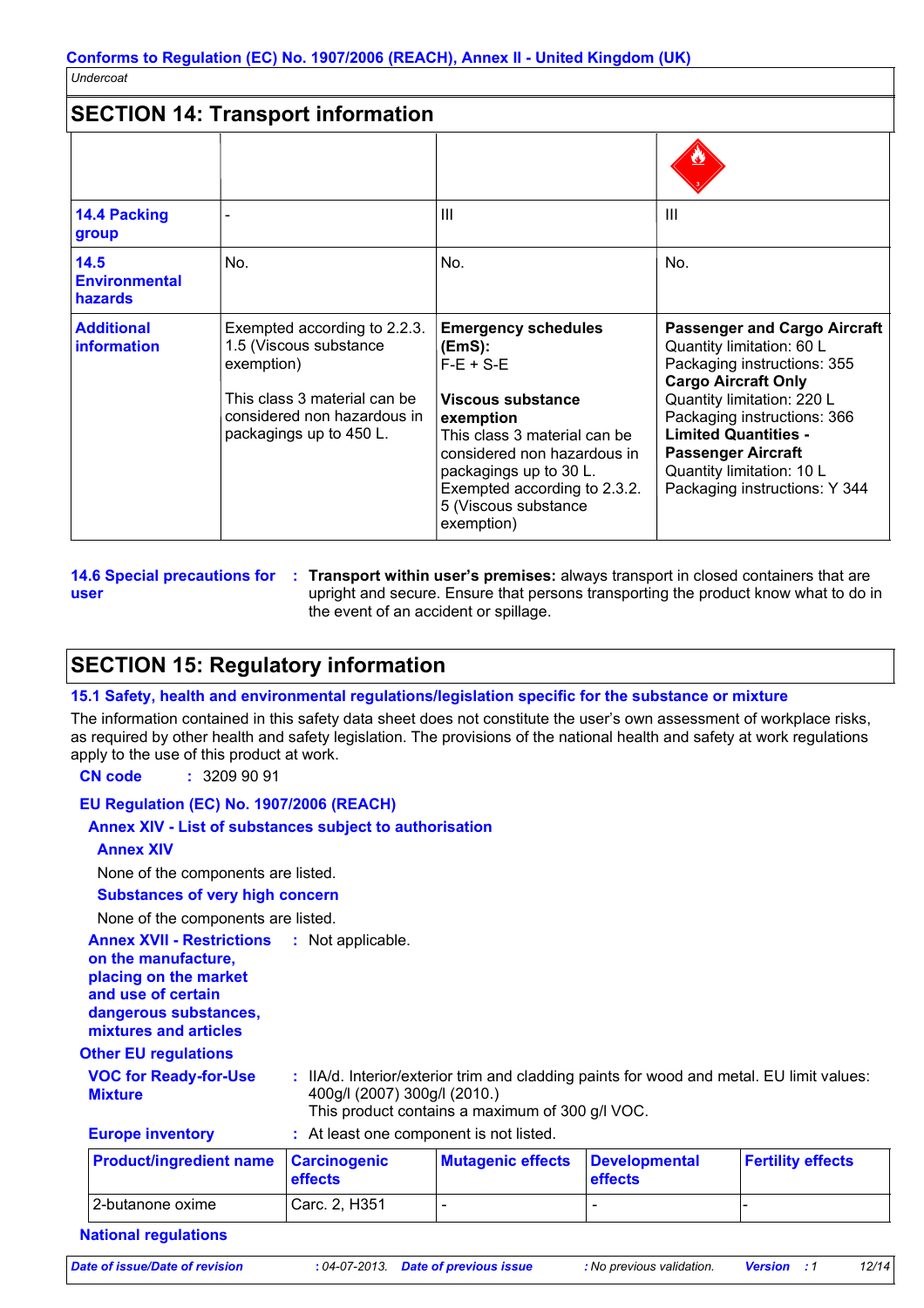Undercoat

## SECTION 14: Transport information

| | | | |
|---|---|---|---|
| **14.4 Packing group** | - | III | III |
| **14.5 Environmental hazards** | No. | No. | No. |
| **Additional information** | Exempted according to 2.2.3.1.5 (Viscous substance exemption)<br><br>This class 3 material can be considered non hazardous in packagings up to 450 L. | **Emergency schedules (EmS):** F-E + S-E<br><br>**Viscous substance exemption**<br>This class 3 material can be considered non hazardous in packagings up to 30 L. Exempted according to 2.3.2.5 (Viscous substance exemption) | **Passenger and Cargo Aircraft**<br>Quantity limitation: 60 L<br>Packaging instructions: 355<br>**Cargo Aircraft Only**<br>Quantity limitation: 220 L<br>Packaging instructions: 366<br>**Limited Quantities - Passenger Aircraft**<br>Quantity limitation: 10 L<br>Packaging instructions: Y 344 |

**14.6 Special precautions for user** : **Transport within user's premises:** always transport in closed containers that are upright and secure. Ensure that persons transporting the product know what to do in the event of an accident or spillage.

## SECTION 15: Regulatory information

### 15.1 Safety, health and environmental regulations/legislation specific for the substance or mixture

The information contained in this safety data sheet does not constitute the user's own assessment of workplace risks, as required by other health and safety legislation. The provisions of the national health and safety at work regulations apply to the use of this product at work.

**CN code** : 3209 90 91

**EU Regulation (EC) No. 1907/2006 (REACH)**

**Annex XIV - List of substances subject to authorisation**

**Annex XIV**

None of the components are listed.

**Substances of very high concern**

None of the components are listed.

**Annex XVII - Restrictions on the manufacture, placing on the market and use of certain dangerous substances, mixtures and articles** : Not applicable.

**Other EU regulations**

**VOC for Ready-for-Use Mixture** : IIA/d. Interior/exterior trim and cladding paints for wood and metal. EU limit values: 400g/l (2007) 300g/l (2010.)
This product contains a maximum of 300 g/l VOC.

**Europe inventory** : At least one component is not listed.

| Product/ingredient name | Carcinogenic effects | Mutagenic effects | Developmental effects | Fertility effects |
|---|---|---|---|---|
| 2-butanone oxime | Carc. 2, H351 | - | - | - |

**National regulations**

*Date of issue/Date of revision* : 04-07-2013. *Date of previous issue* : No previous validation. *Version* : 1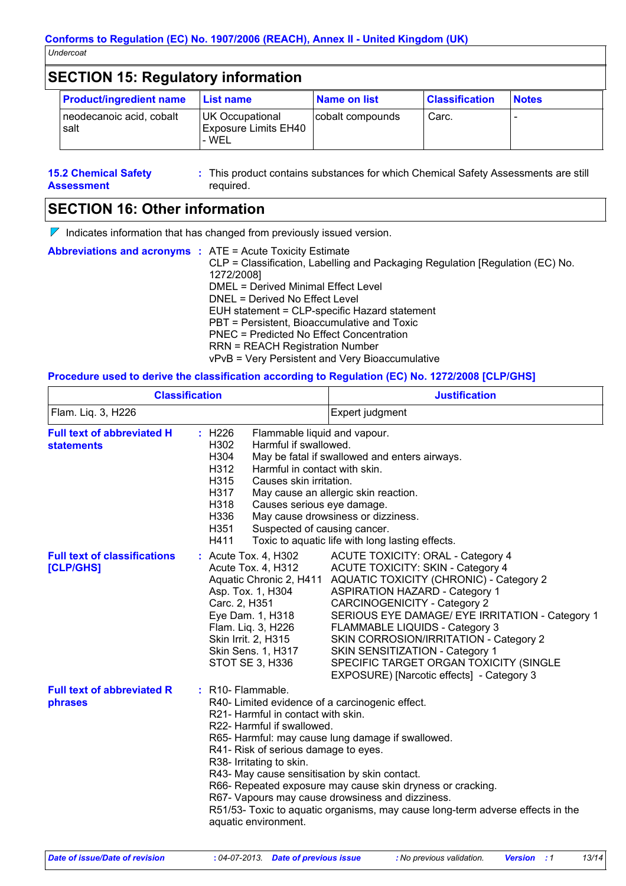## SECTION 15: Regulatory information

| Product/ingredient name | List name | Name on list | Classification | Notes |
|---|---|---|---|---|
| neodecanoic acid, cobalt salt | UK Occupational Exposure Limits EH40 - WEL | cobalt compounds | Carc. | - |

**15.2 Chemical Safety Assessment** : This product contains substances for which Chemical Safety Assessments are still required.

## SECTION 16: Other information

Indicates information that has changed from previously issued version.

**Abbreviations and acronyms** :
ATE = Acute Toxicity Estimate
CLP = Classification, Labelling and Packaging Regulation [Regulation (EC) No. 1272/2008]
DMEL = Derived Minimal Effect Level
DNEL = Derived No Effect Level
EUH statement = CLP-specific Hazard statement
PBT = Persistent, Bioaccumulative and Toxic
PNEC = Predicted No Effect Concentration
RRN = REACH Registration Number
vPvB = Very Persistent and Very Bioaccumulative

**Procedure used to derive the classification according to Regulation (EC) No. 1272/2008 [CLP/GHS]**

| Classification | Justification |
|---|---|
| Flam. Liq. 3, H226 | Expert judgment |

**Full text of abbreviated H statements** :

H226 Flammable liquid and vapour.
H302 Harmful if swallowed.
H304 May be fatal if swallowed and enters airways.
H312 Harmful in contact with skin.
H315 Causes skin irritation.
H317 May cause an allergic skin reaction.
H318 Causes serious eye damage.
H336 May cause drowsiness or dizziness.
H351 Suspected of causing cancer.
H411 Toxic to aquatic life with long lasting effects.

**Full text of classifications [CLP/GHS]** :

Acute Tox. 4, H302 ACUTE TOXICITY: ORAL - Category 4
Acute Tox. 4, H312 ACUTE TOXICITY: SKIN - Category 4
Aquatic Chronic 2, H411 AQUATIC TOXICITY (CHRONIC) - Category 2
Asp. Tox. 1, H304 ASPIRATION HAZARD - Category 1
Carc. 2, H351 CARCINOGENICITY - Category 2
Eye Dam. 1, H318 SERIOUS EYE DAMAGE/ EYE IRRITATION - Category 1
Flam. Liq. 3, H226 FLAMMABLE LIQUIDS - Category 3
Skin Irrit. 2, H315 SKIN CORROSION/IRRITATION - Category 2
Skin Sens. 1, H317 SKIN SENSITIZATION - Category 1
STOT SE 3, H336 SPECIFIC TARGET ORGAN TOXICITY (SINGLE EXPOSURE) [Narcotic effects] - Category 3

**Full text of abbreviated R phrases** :

R10- Flammable.
R40- Limited evidence of a carcinogenic effect.
R21- Harmful in contact with skin.
R22- Harmful if swallowed.
R65- Harmful: may cause lung damage if swallowed.
R41- Risk of serious damage to eyes.
R38- Irritating to skin.
R43- May cause sensitisation by skin contact.
R66- Repeated exposure may cause skin dryness or cracking.
R67- Vapours may cause drowsiness and dizziness.
R51/53- Toxic to aquatic organisms, may cause long-term adverse effects in the aquatic environment.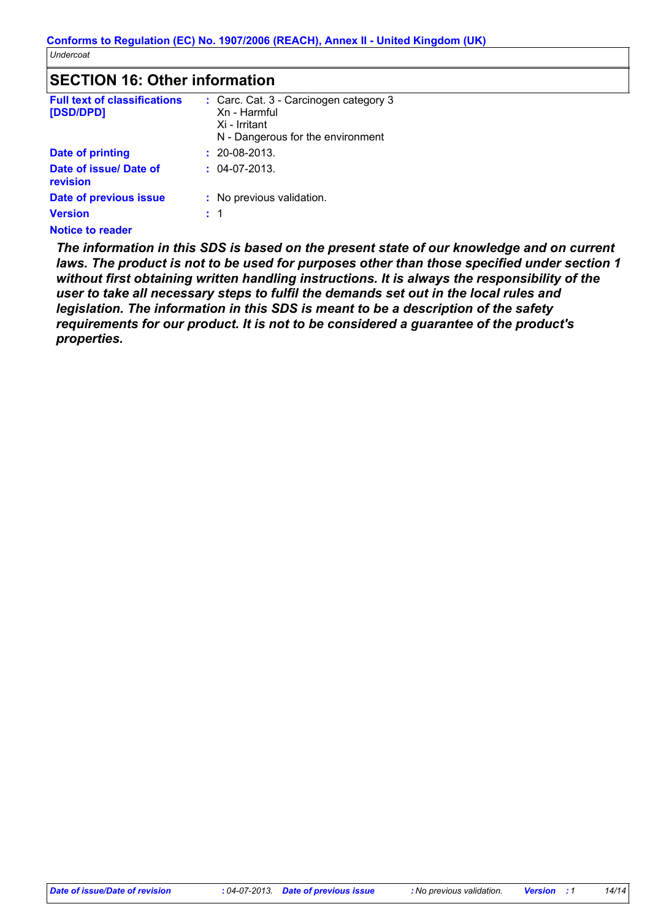## SECTION 16: Other information

| | |
|---|---|
| **Full text of classifications [DSD/DPD]** | : Carc. Cat. 3 - Carcinogen category 3<br>Xn - Harmful<br>Xi - Irritant<br>N - Dangerous for the environment |
| **Date of printing** | : 20-08-2013. |
| **Date of issue/ Date of revision** | : 04-07-2013. |
| **Date of previous issue** | : No previous validation. |
| **Version** | : 1 |

**Notice to reader**

***The information in this SDS is based on the present state of our knowledge and on current laws. The product is not to be used for purposes other than those specified under section 1 without first obtaining written handling instructions. It is always the responsibility of the user to take all necessary steps to fulfil the demands set out in the local rules and legislation. The information in this SDS is meant to be a description of the safety requirements for our product. It is not to be considered a guarantee of the product's properties.***